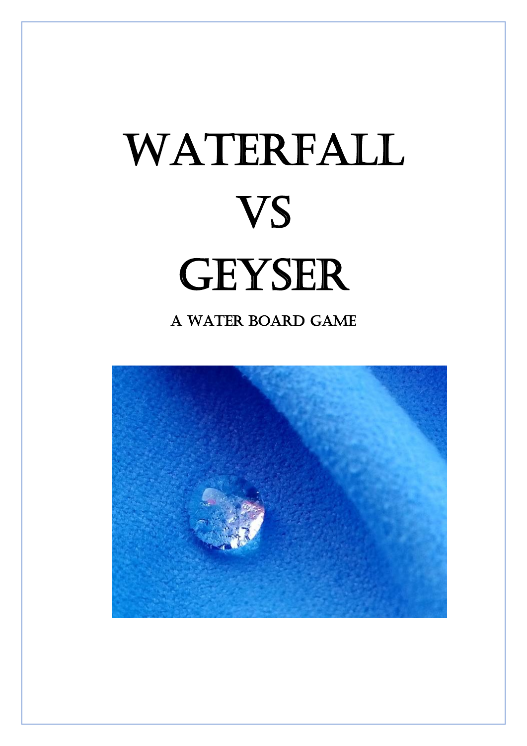# Waterfall VS Geyser

## A Water Board Game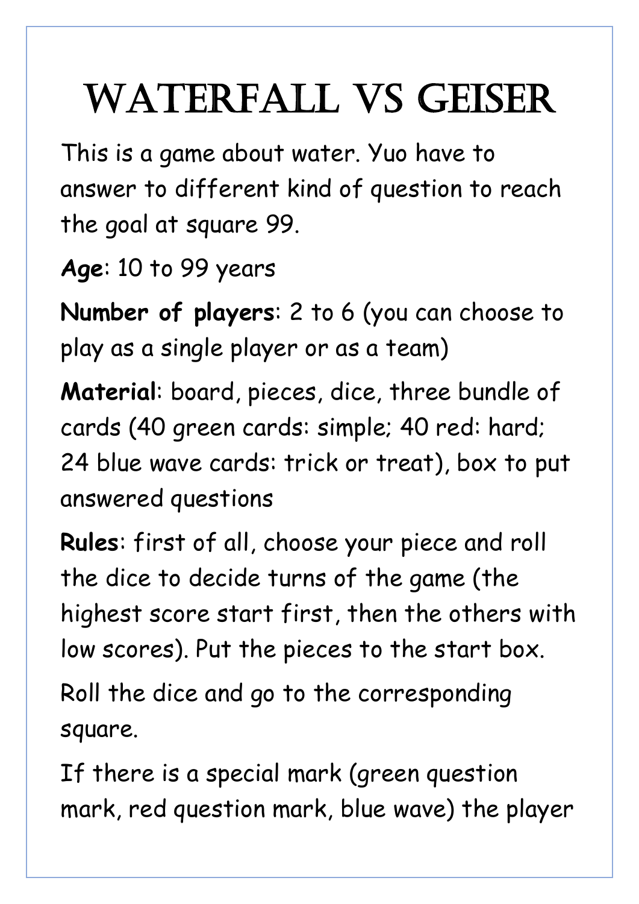# Waterfall vs Geiser

This is a game about water. Yuo have to answer to different kind of question to reach the goal at square 99.

**Age**: 10 to 99 years

**Number of players**: 2 to 6 (you can choose to play as a single player or as a team)

**Material**: board, pieces, dice, three bundle of cards (40 green cards: simple; 40 red: hard; 24 blue wave cards: trick or treat), box to put answered questions

**Rules**: first of all, choose your piece and roll the dice to decide turns of the game (the highest score start first, then the others with low scores). Put the pieces to the start box.

Roll the dice and go to the corresponding square.

If there is a special mark (green question mark, red question mark, blue wave) the player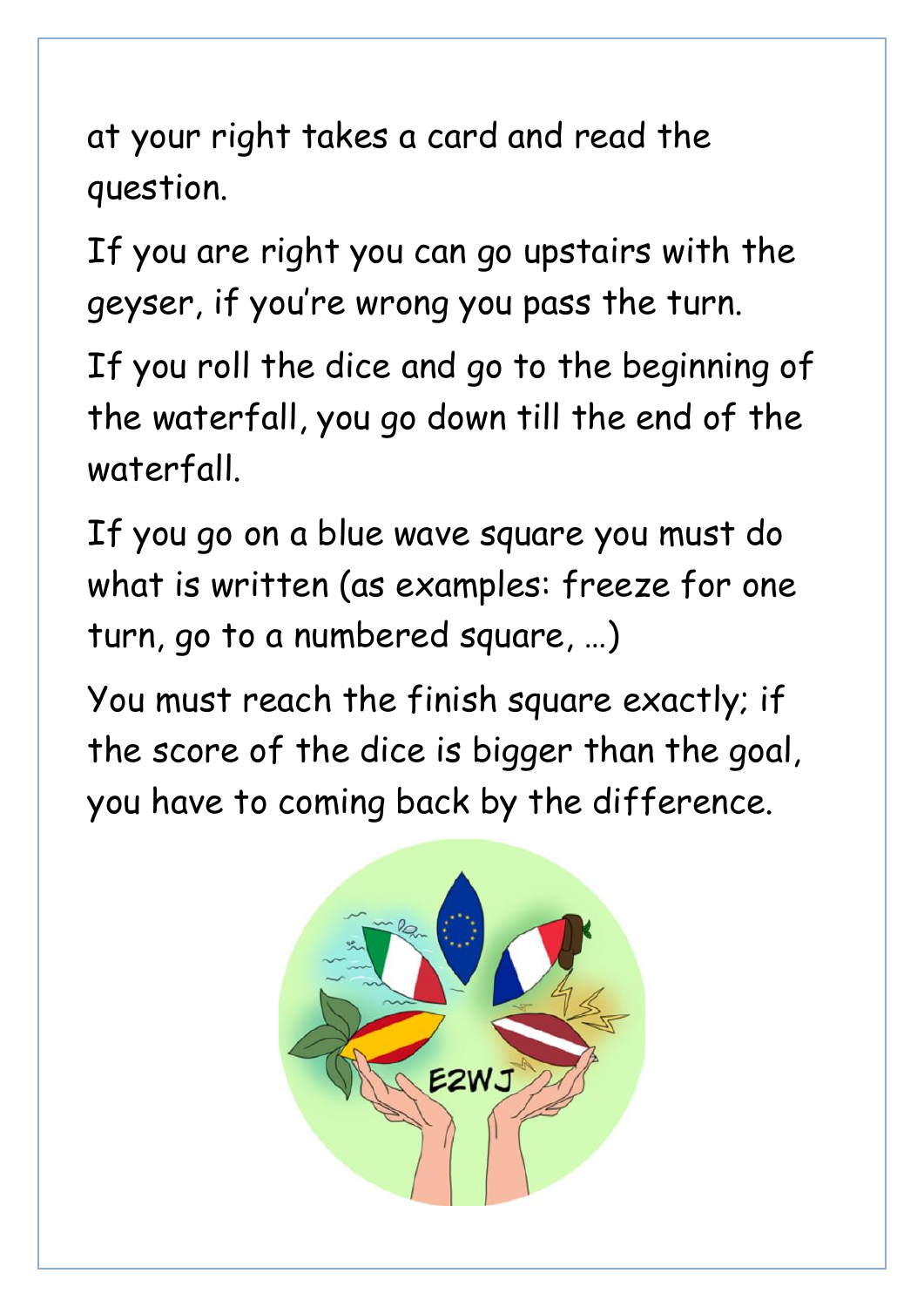at your right takes a card and read the question.

If you are right you can go upstairs with the geyser, if you're wrong you pass the turn.

If you roll the dice and go to the beginning of the waterfall, you go down till the end of the waterfall.

If you go on a blue wave square you must do what is written (as examples: freeze for one turn, go to a numbered square, …)

You must reach the finish square exactly; if the score of the dice is bigger than the goal, you have to coming back by the difference.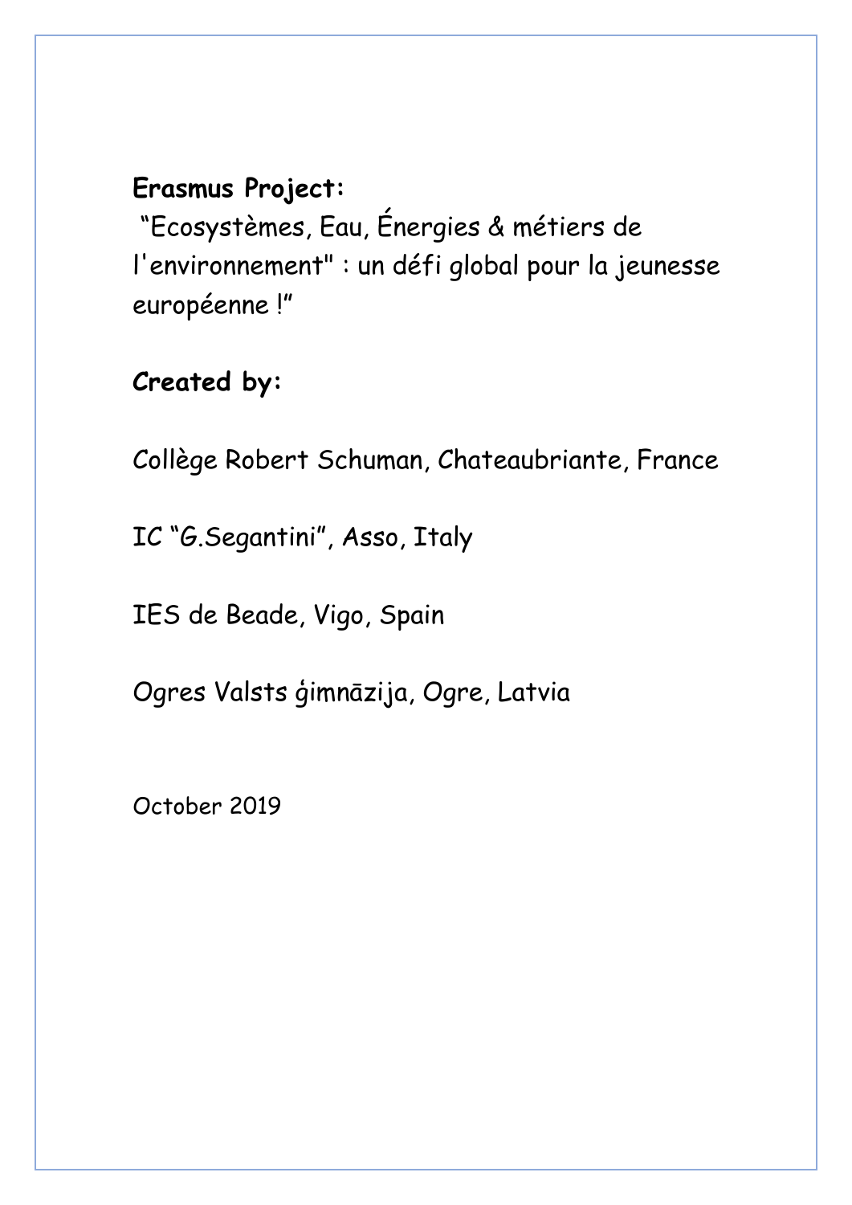**Erasmus Project:**

"Ecosystèmes, Eau, Énergies & métiers de l'environnement" : un défi global pour la jeunesse européenne !"

**Created by:**

Collège Robert Schuman, Chateaubriante, France

IC "G.Segantini", Asso, Italy

IES de Beade, Vigo, Spain

Ogres Valsts ģimnāzija, Ogre, Latvia

October 2019